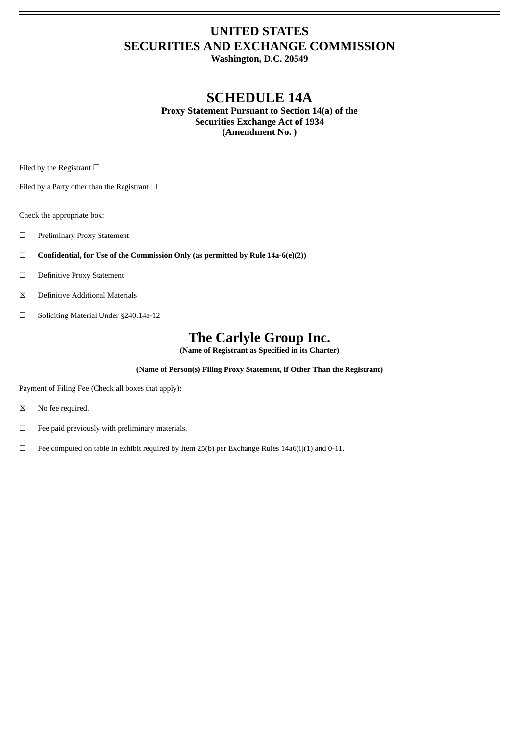# UNITED STATES
# SECURITIES AND EXCHANGE COMMISSION

**Washington, D.C. 20549**

---

## SCHEDULE 14A

**Proxy Statement Pursuant to Section 14(a) of the Securities Exchange Act of 1934 (Amendment No. )**

---

Filed by the Registrant ☐

Filed by a Party other than the Registrant ☐

Check the appropriate box:

☐ Preliminary Proxy Statement

☐ **Confidential, for Use of the Commission Only (as permitted by Rule 14a-6(e)(2))**

☐ Definitive Proxy Statement

☒ Definitive Additional Materials

☐ Soliciting Material Under §240.14a-12

# The Carlyle Group Inc.

**(Name of Registrant as Specified in its Charter)**

**(Name of Person(s) Filing Proxy Statement, if Other Than the Registrant)**

Payment of Filing Fee (Check all boxes that apply):

☒ No fee required.

☐ Fee paid previously with preliminary materials.

☐ Fee computed on table in exhibit required by Item 25(b) per Exchange Rules 14a6(i)(1) and 0-11.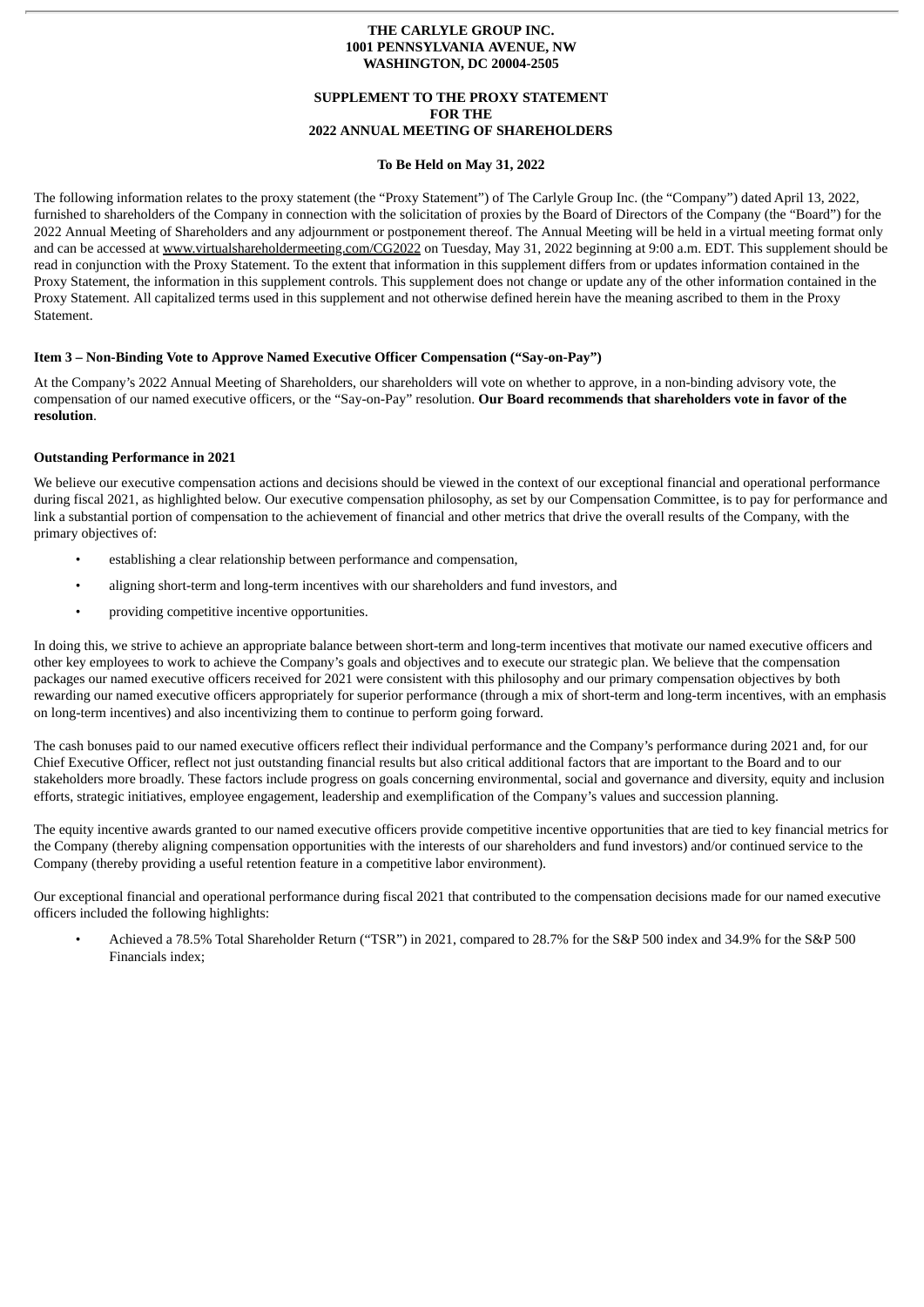**THE CARLYLE GROUP INC.**
**1001 PENNSYLVANIA AVENUE, NW**
**WASHINGTON, DC 20004-2505**

**SUPPLEMENT TO THE PROXY STATEMENT**
**FOR THE**
**2022 ANNUAL MEETING OF SHAREHOLDERS**

**To Be Held on May 31, 2022**

The following information relates to the proxy statement (the "Proxy Statement") of The Carlyle Group Inc. (the "Company") dated April 13, 2022, furnished to shareholders of the Company in connection with the solicitation of proxies by the Board of Directors of the Company (the "Board") for the 2022 Annual Meeting of Shareholders and any adjournment or postponement thereof. The Annual Meeting will be held in a virtual meeting format only and can be accessed at www.virtualshareholdermeeting.com/CG2022 on Tuesday, May 31, 2022 beginning at 9:00 a.m. EDT. This supplement should be read in conjunction with the Proxy Statement. To the extent that information in this supplement differs from or updates information contained in the Proxy Statement, the information in this supplement controls. This supplement does not change or update any of the other information contained in the Proxy Statement. All capitalized terms used in this supplement and not otherwise defined herein have the meaning ascribed to them in the Proxy Statement.

**Item 3 – Non-Binding Vote to Approve Named Executive Officer Compensation ("Say-on-Pay")**

At the Company's 2022 Annual Meeting of Shareholders, our shareholders will vote on whether to approve, in a non-binding advisory vote, the compensation of our named executive officers, or the "Say-on-Pay" resolution. **Our Board recommends that shareholders vote in favor of the resolution**.

**Outstanding Performance in 2021**

We believe our executive compensation actions and decisions should be viewed in the context of our exceptional financial and operational performance during fiscal 2021, as highlighted below. Our executive compensation philosophy, as set by our Compensation Committee, is to pay for performance and link a substantial portion of compensation to the achievement of financial and other metrics that drive the overall results of the Company, with the primary objectives of:

- establishing a clear relationship between performance and compensation,
- aligning short-term and long-term incentives with our shareholders and fund investors, and
- providing competitive incentive opportunities.

In doing this, we strive to achieve an appropriate balance between short-term and long-term incentives that motivate our named executive officers and other key employees to work to achieve the Company's goals and objectives and to execute our strategic plan. We believe that the compensation packages our named executive officers received for 2021 were consistent with this philosophy and our primary compensation objectives by both rewarding our named executive officers appropriately for superior performance (through a mix of short-term and long-term incentives, with an emphasis on long-term incentives) and also incentivizing them to continue to perform going forward.

The cash bonuses paid to our named executive officers reflect their individual performance and the Company's performance during 2021 and, for our Chief Executive Officer, reflect not just outstanding financial results but also critical additional factors that are important to the Board and to our stakeholders more broadly. These factors include progress on goals concerning environmental, social and governance and diversity, equity and inclusion efforts, strategic initiatives, employee engagement, leadership and exemplification of the Company's values and succession planning.

The equity incentive awards granted to our named executive officers provide competitive incentive opportunities that are tied to key financial metrics for the Company (thereby aligning compensation opportunities with the interests of our shareholders and fund investors) and/or continued service to the Company (thereby providing a useful retention feature in a competitive labor environment).

Our exceptional financial and operational performance during fiscal 2021 that contributed to the compensation decisions made for our named executive officers included the following highlights:

- Achieved a 78.5% Total Shareholder Return ("TSR") in 2021, compared to 28.7% for the S&P 500 index and 34.9% for the S&P 500 Financials index;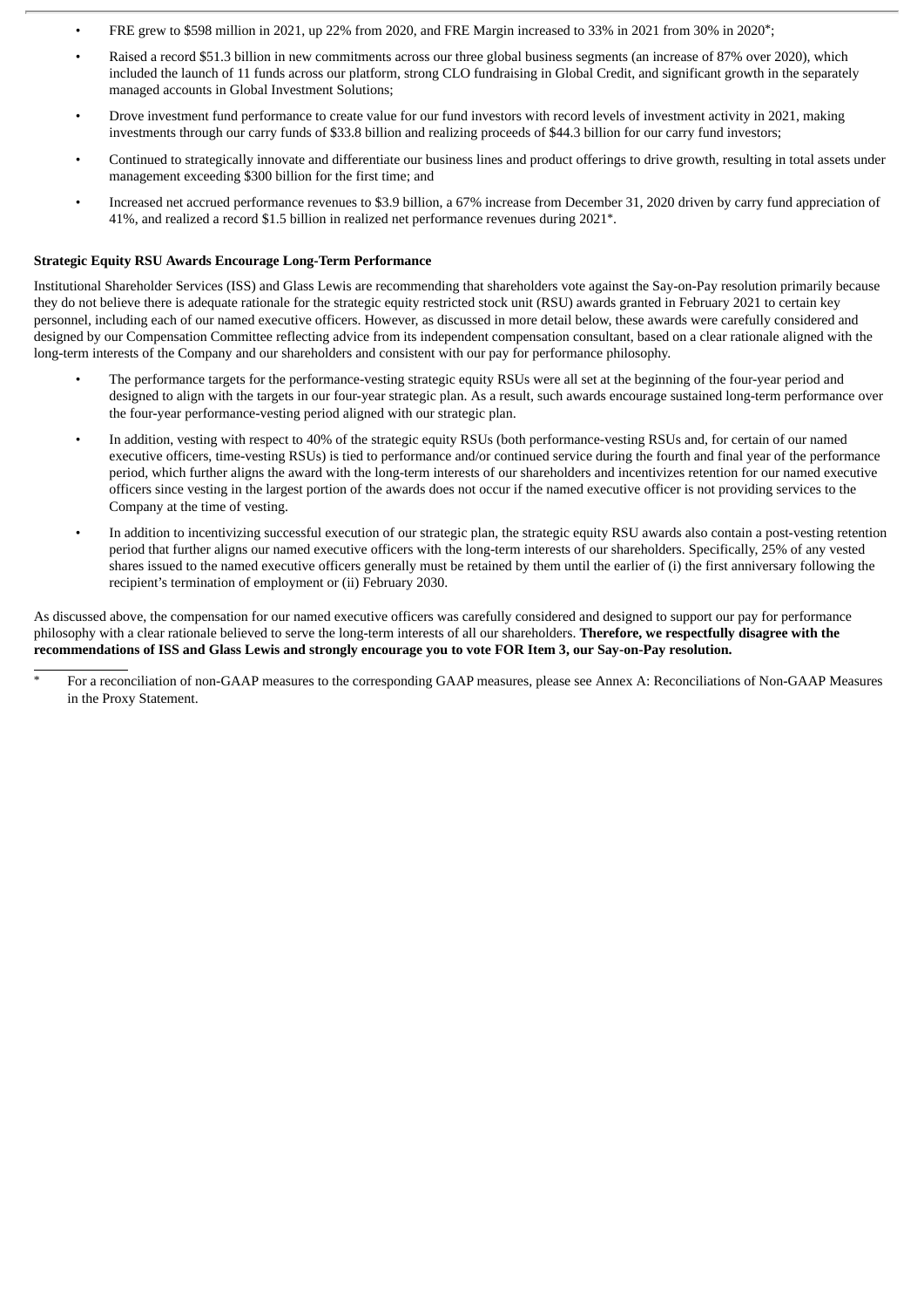- FRE grew to $598 million in 2021, up 22% from 2020, and FRE Margin increased to 33% in 2021 from 30% in 2020*;
- Raised a record $51.3 billion in new commitments across our three global business segments (an increase of 87% over 2020), which included the launch of 11 funds across our platform, strong CLO fundraising in Global Credit, and significant growth in the separately managed accounts in Global Investment Solutions;
- Drove investment fund performance to create value for our fund investors with record levels of investment activity in 2021, making investments through our carry funds of $33.8 billion and realizing proceeds of $44.3 billion for our carry fund investors;
- Continued to strategically innovate and differentiate our business lines and product offerings to drive growth, resulting in total assets under management exceeding $300 billion for the first time; and
- Increased net accrued performance revenues to $3.9 billion, a 67% increase from December 31, 2020 driven by carry fund appreciation of 41%, and realized a record $1.5 billion in realized net performance revenues during 2021*.

**Strategic Equity RSU Awards Encourage Long-Term Performance**

Institutional Shareholder Services (ISS) and Glass Lewis are recommending that shareholders vote against the Say-on-Pay resolution primarily because they do not believe there is adequate rationale for the strategic equity restricted stock unit (RSU) awards granted in February 2021 to certain key personnel, including each of our named executive officers. However, as discussed in more detail below, these awards were carefully considered and designed by our Compensation Committee reflecting advice from its independent compensation consultant, based on a clear rationale aligned with the long-term interests of the Company and our shareholders and consistent with our pay for performance philosophy.

- The performance targets for the performance-vesting strategic equity RSUs were all set at the beginning of the four-year period and designed to align with the targets in our four-year strategic plan. As a result, such awards encourage sustained long-term performance over the four-year performance-vesting period aligned with our strategic plan.
- In addition, vesting with respect to 40% of the strategic equity RSUs (both performance-vesting RSUs and, for certain of our named executive officers, time-vesting RSUs) is tied to performance and/or continued service during the fourth and final year of the performance period, which further aligns the award with the long-term interests of our shareholders and incentivizes retention for our named executive officers since vesting in the largest portion of the awards does not occur if the named executive officer is not providing services to the Company at the time of vesting.
- In addition to incentivizing successful execution of our strategic plan, the strategic equity RSU awards also contain a post-vesting retention period that further aligns our named executive officers with the long-term interests of our shareholders. Specifically, 25% of any vested shares issued to the named executive officers generally must be retained by them until the earlier of (i) the first anniversary following the recipient's termination of employment or (ii) February 2030.

As discussed above, the compensation for our named executive officers was carefully considered and designed to support our pay for performance philosophy with a clear rationale believed to serve the long-term interests of all our shareholders. **Therefore, we respectfully disagree with the recommendations of ISS and Glass Lewis and strongly encourage you to vote FOR Item 3, our Say-on-Pay resolution.**

\* For a reconciliation of non-GAAP measures to the corresponding GAAP measures, please see Annex A: Reconciliations of Non-GAAP Measures in the Proxy Statement.